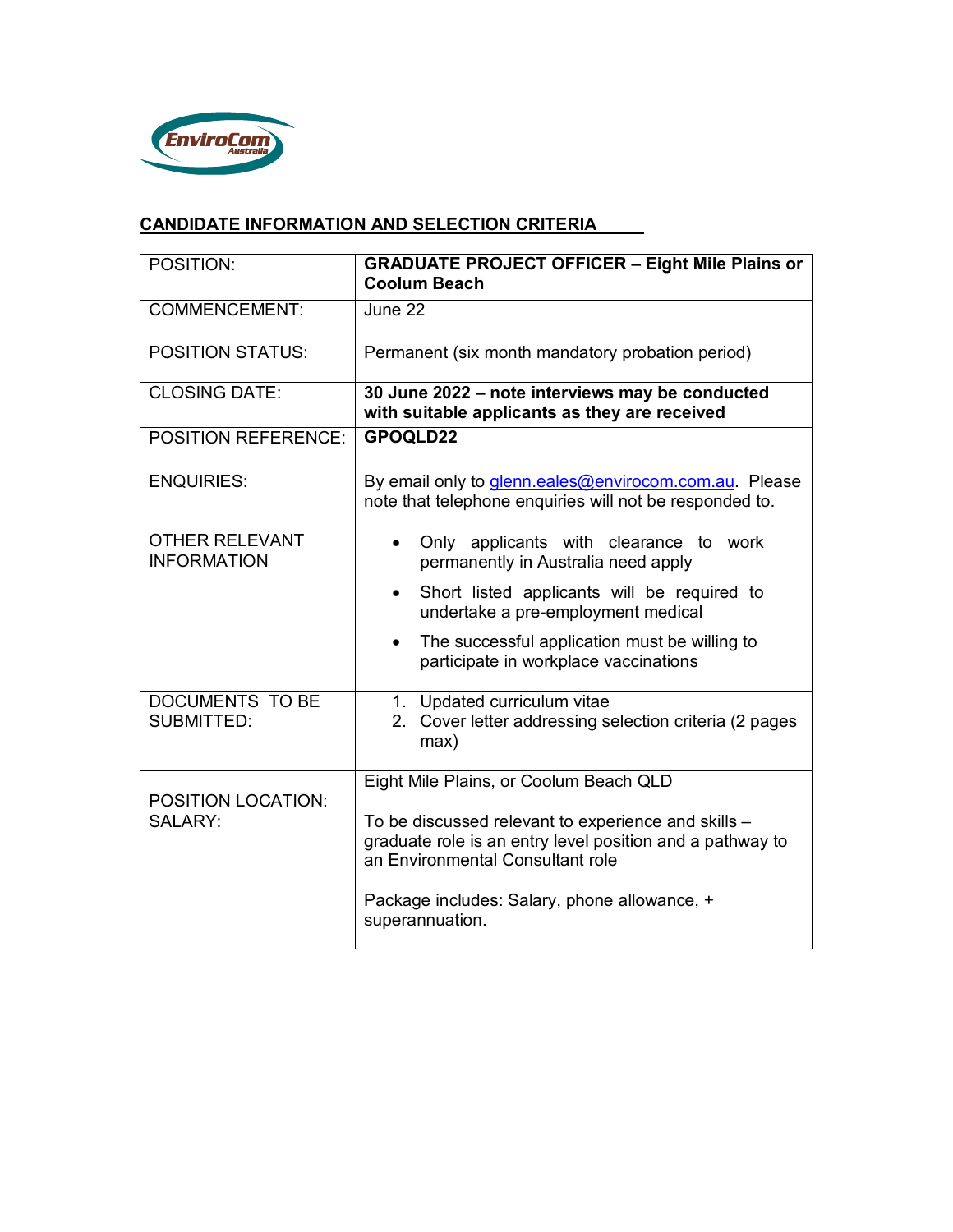EnviroCom Australia

## CANDIDATE INFORMATION AND SELECTION CRITERIA

| | |
|---|---|
| POSITION: | **GRADUATE PROJECT OFFICER – Eight Mile Plains or Coolum Beach** |
| COMMENCEMENT: | June 22 |
| POSITION STATUS: | Permanent (six month mandatory probation period) |
| CLOSING DATE: | **30 June 2022 – note interviews may be conducted with suitable applicants as they are received** |
| POSITION REFERENCE: | **GPOQLD22** |
| ENQUIRIES: | By email only to glenn.eales@envirocom.com.au. Please note that telephone enquiries will not be responded to. |
| OTHER RELEVANT INFORMATION | • Only applicants with clearance to work permanently in Australia need apply<br>• Short listed applicants will be required to undertake a pre-employment medical<br>• The successful application must be willing to participate in workplace vaccinations |
| DOCUMENTS TO BE SUBMITTED: | 1. Updated curriculum vitae<br>2. Cover letter addressing selection criteria (2 pages max) |
| POSITION LOCATION: | Eight Mile Plains, or Coolum Beach QLD |
| SALARY: | To be discussed relevant to experience and skills – graduate role is an entry level position and a pathway to an Environmental Consultant role<br><br>Package includes: Salary, phone allowance, + superannuation. |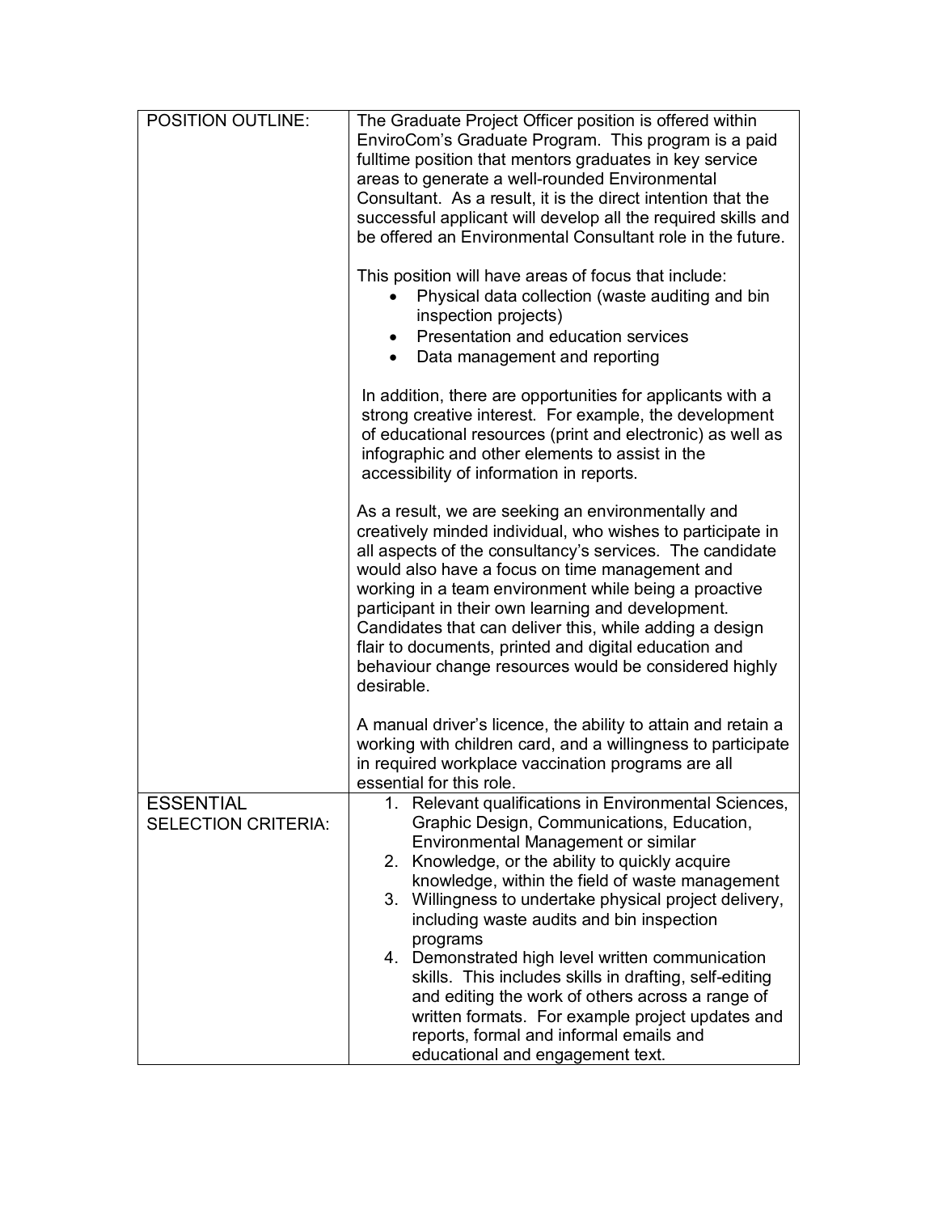| POSITION OUTLINE: | The Graduate Project Officer position is offered within EnviroCom's Graduate Program. This program is a paid fulltime position that mentors graduates in key service areas to generate a well-rounded Environmental Consultant. As a result, it is the direct intention that the successful applicant will develop all the required skills and be offered an Environmental Consultant role in the future.<br><br>This position will have areas of focus that include:<br>• Physical data collection (waste auditing and bin inspection projects)<br>• Presentation and education services<br>• Data management and reporting<br><br>In addition, there are opportunities for applicants with a strong creative interest. For example, the development of educational resources (print and electronic) as well as infographic and other elements to assist in the accessibility of information in reports.<br><br>As a result, we are seeking an environmentally and creatively minded individual, who wishes to participate in all aspects of the consultancy's services. The candidate would also have a focus on time management and working in a team environment while being a proactive participant in their own learning and development. Candidates that can deliver this, while adding a design flair to documents, printed and digital education and behaviour change resources would be considered highly desirable.<br><br>A manual driver's licence, the ability to attain and retain a working with children card, and a willingness to participate in required workplace vaccination programs are all essential for this role. |
|---|---|
| ESSENTIAL SELECTION CRITERIA: | 1. Relevant qualifications in Environmental Sciences, Graphic Design, Communications, Education, Environmental Management or similar<br>2. Knowledge, or the ability to quickly acquire knowledge, within the field of waste management<br>3. Willingness to undertake physical project delivery, including waste audits and bin inspection programs<br>4. Demonstrated high level written communication skills. This includes skills in drafting, self-editing and editing the work of others across a range of written formats. For example project updates and reports, formal and informal emails and educational and engagement text. |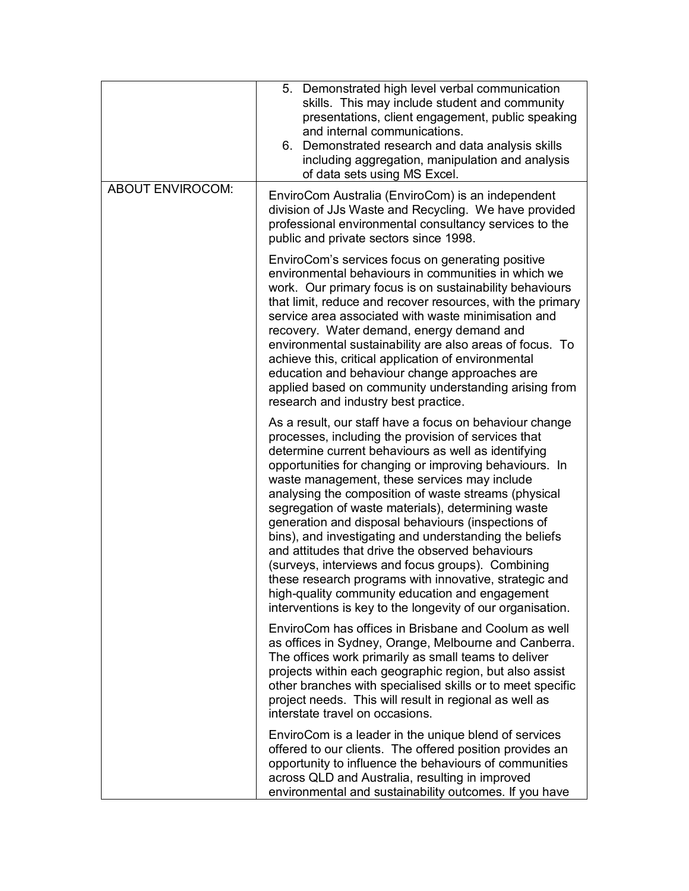| | |
|---|---|
| | 5. Demonstrated high level verbal communication skills. This may include student and community presentations, client engagement, public speaking and internal communications.<br>6. Demonstrated research and data analysis skills including aggregation, manipulation and analysis of data sets using MS Excel. |
| ABOUT ENVIROCOM: | EnviroCom Australia (EnviroCom) is an independent division of JJs Waste and Recycling. We have provided professional environmental consultancy services to the public and private sectors since 1998.<br><br>EnviroCom's services focus on generating positive environmental behaviours in communities in which we work. Our primary focus is on sustainability behaviours that limit, reduce and recover resources, with the primary service area associated with waste minimisation and recovery. Water demand, energy demand and environmental sustainability are also areas of focus. To achieve this, critical application of environmental education and behaviour change approaches are applied based on community understanding arising from research and industry best practice.<br><br>As a result, our staff have a focus on behaviour change processes, including the provision of services that determine current behaviours as well as identifying opportunities for changing or improving behaviours. In waste management, these services may include analysing the composition of waste streams (physical segregation of waste materials), determining waste generation and disposal behaviours (inspections of bins), and investigating and understanding the beliefs and attitudes that drive the observed behaviours (surveys, interviews and focus groups). Combining these research programs with innovative, strategic and high-quality community education and engagement interventions is key to the longevity of our organisation.<br><br>EnviroCom has offices in Brisbane and Coolum as well as offices in Sydney, Orange, Melbourne and Canberra. The offices work primarily as small teams to deliver projects within each geographic region, but also assist other branches with specialised skills or to meet specific project needs. This will result in regional as well as interstate travel on occasions.<br><br>EnviroCom is a leader in the unique blend of services offered to our clients. The offered position provides an opportunity to influence the behaviours of communities across QLD and Australia, resulting in improved environmental and sustainability outcomes. If you have |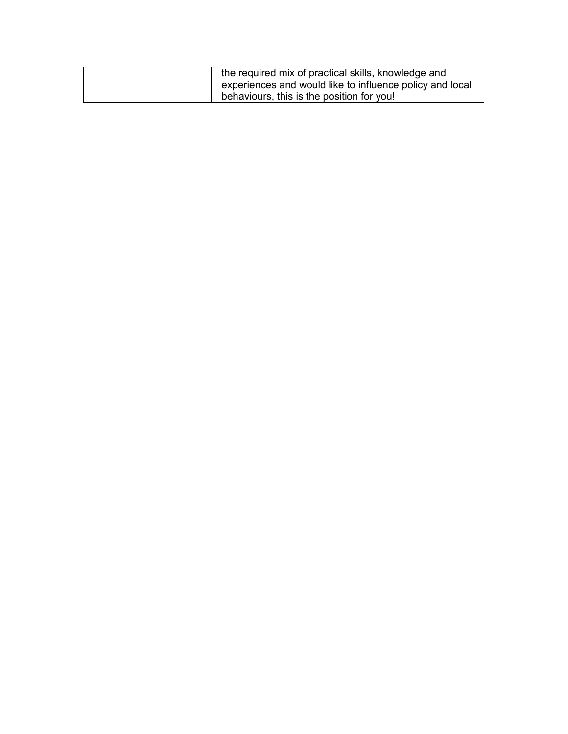| | |
|---|---|
| | the required mix of practical skills, knowledge and experiences and would like to influence policy and local behaviours, this is the position for you! |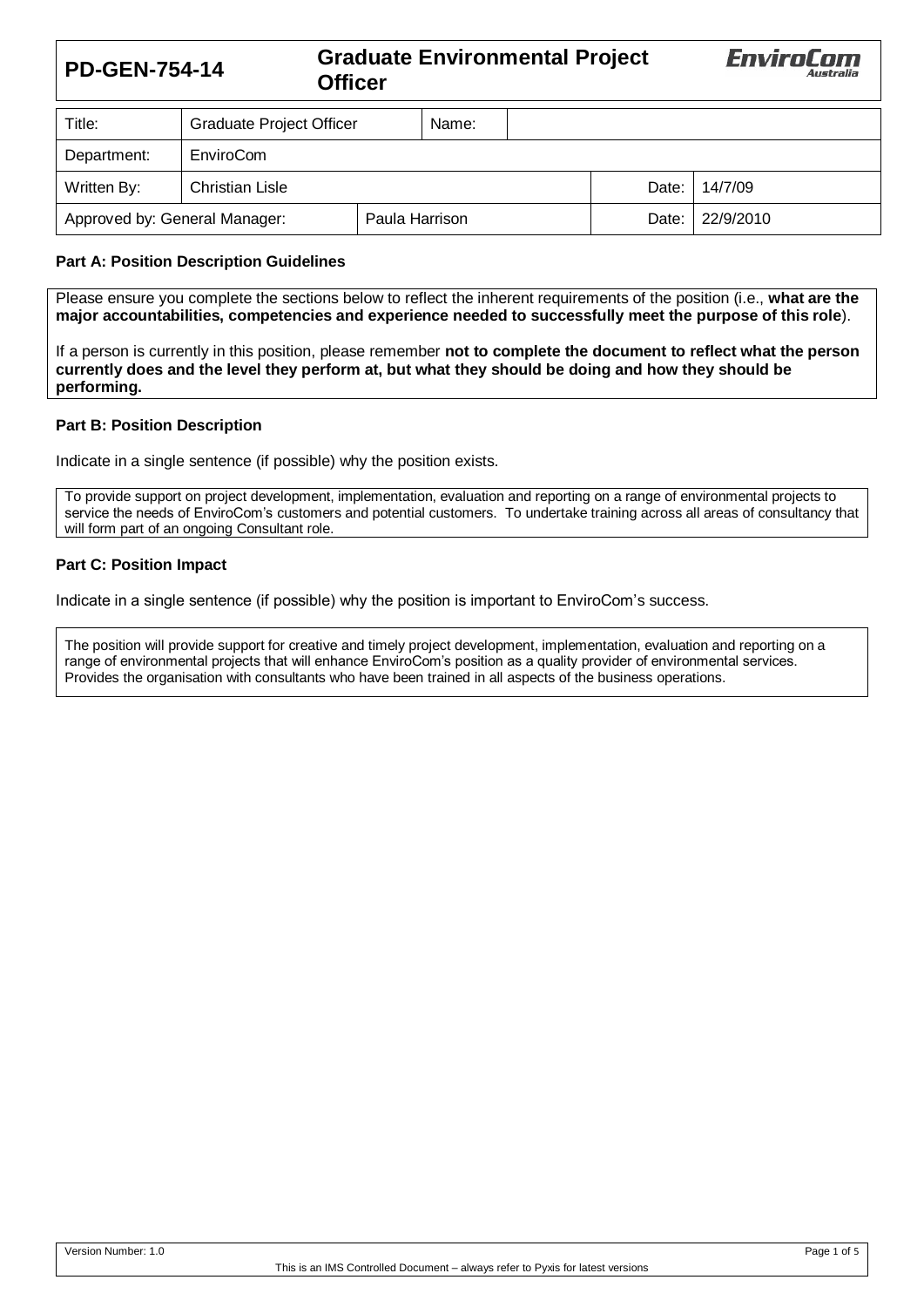# PD-GEN-754-14 Graduate Environmental Project Officer

| Title: | Graduate Project Officer | Name: | | | |
|---|---|---|---|---|---|
| Department: | EnviroCom | | | | |
| Written By: | Christian Lisle | | | Date: | 14/7/09 |
| Approved by: General Manager: | | Paula Harrison | | Date: | 22/9/2010 |

**Part A: Position Description Guidelines**

Please ensure you complete the sections below to reflect the inherent requirements of the position (i.e., **what are the major accountabilities, competencies and experience needed to successfully meet the purpose of this role**).

If a person is currently in this position, please remember **not to complete the document to reflect what the person currently does and the level they perform at, but what they should be doing and how they should be performing.**

**Part B: Position Description**

Indicate in a single sentence (if possible) why the position exists.

To provide support on project development, implementation, evaluation and reporting on a range of environmental projects to service the needs of EnviroCom's customers and potential customers. To undertake training across all areas of consultancy that will form part of an ongoing Consultant role.

**Part C: Position Impact**

Indicate in a single sentence (if possible) why the position is important to EnviroCom's success.

The position will provide support for creative and timely project development, implementation, evaluation and reporting on a range of environmental projects that will enhance EnviroCom's position as a quality provider of environmental services. Provides the organisation with consultants who have been trained in all aspects of the business operations.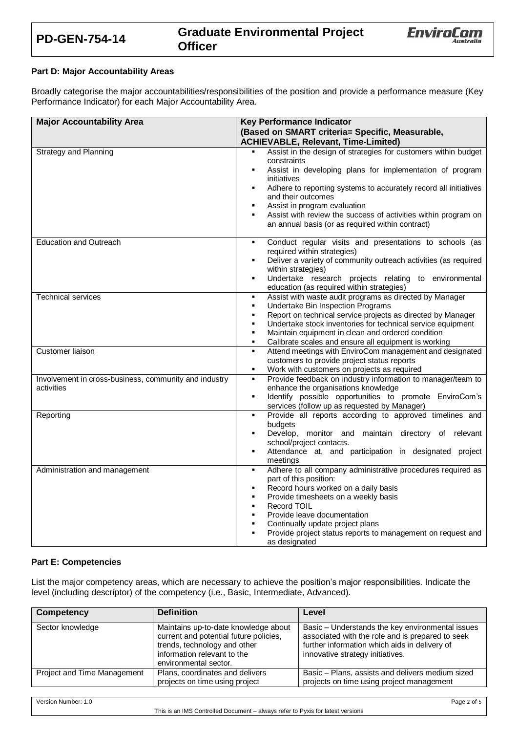## Part D: Major Accountability Areas

Broadly categorise the major accountabilities/responsibilities of the position and provide a performance measure (Key Performance Indicator) for each Major Accountability Area.

| Major Accountability Area | Key Performance Indicator (Based on SMART criteria= Specific, Measurable, ACHIEVABLE, Relevant, Time-Limited) |
|---|---|
| Strategy and Planning | ▪ Assist in the design of strategies for customers within budget constraints<br>▪ Assist in developing plans for implementation of program initiatives<br>▪ Adhere to reporting systems to accurately record all initiatives and their outcomes<br>▪ Assist in program evaluation<br>▪ Assist with review the success of activities within program on an annual basis (or as required within contract) |
| Education and Outreach | ▪ Conduct regular visits and presentations to schools (as required within strategies)<br>▪ Deliver a variety of community outreach activities (as required within strategies)<br>▪ Undertake research projects relating to environmental education (as required within strategies) |
| Technical services | ▪ Assist with waste audit programs as directed by Manager<br>▪ Undertake Bin Inspection Programs<br>▪ Report on technical service projects as directed by Manager<br>▪ Undertake stock inventories for technical service equipment<br>▪ Maintain equipment in clean and ordered condition<br>▪ Calibrate scales and ensure all equipment is working |
| Customer liaison | ▪ Attend meetings with EnviroCom management and designated customers to provide project status reports<br>▪ Work with customers on projects as required |
| Involvement in cross-business, community and industry activities | ▪ Provide feedback on industry information to manager/team to enhance the organisations knowledge<br>▪ Identify possible opportunities to promote EnviroCom's services (follow up as requested by Manager) |
| Reporting | ▪ Provide all reports according to approved timelines and budgets<br>▪ Develop, monitor and maintain directory of relevant school/project contacts.<br>▪ Attendance at, and participation in designated project meetings |
| Administration and management | ▪ Adhere to all company administrative procedures required as part of this position:<br>▪ Record hours worked on a daily basis<br>▪ Provide timesheets on a weekly basis<br>▪ Record TOIL<br>▪ Provide leave documentation<br>▪ Continually update project plans<br>▪ Provide project status reports to management on request and as designated |

## Part E: Competencies

List the major competency areas, which are necessary to achieve the position's major responsibilities. Indicate the level (including descriptor) of the competency (i.e., Basic, Intermediate, Advanced).

| Competency | Definition | Level |
|---|---|---|
| Sector knowledge | Maintains up-to-date knowledge about current and potential future policies, trends, technology and other information relevant to the environmental sector. | Basic – Understands the key environmental issues associated with the role and is prepared to seek further information which aids in delivery of innovative strategy initiatives. |
| Project and Time Management | Plans, coordinates and delivers projects on time using project | Basic – Plans, assists and delivers medium sized projects on time using project management |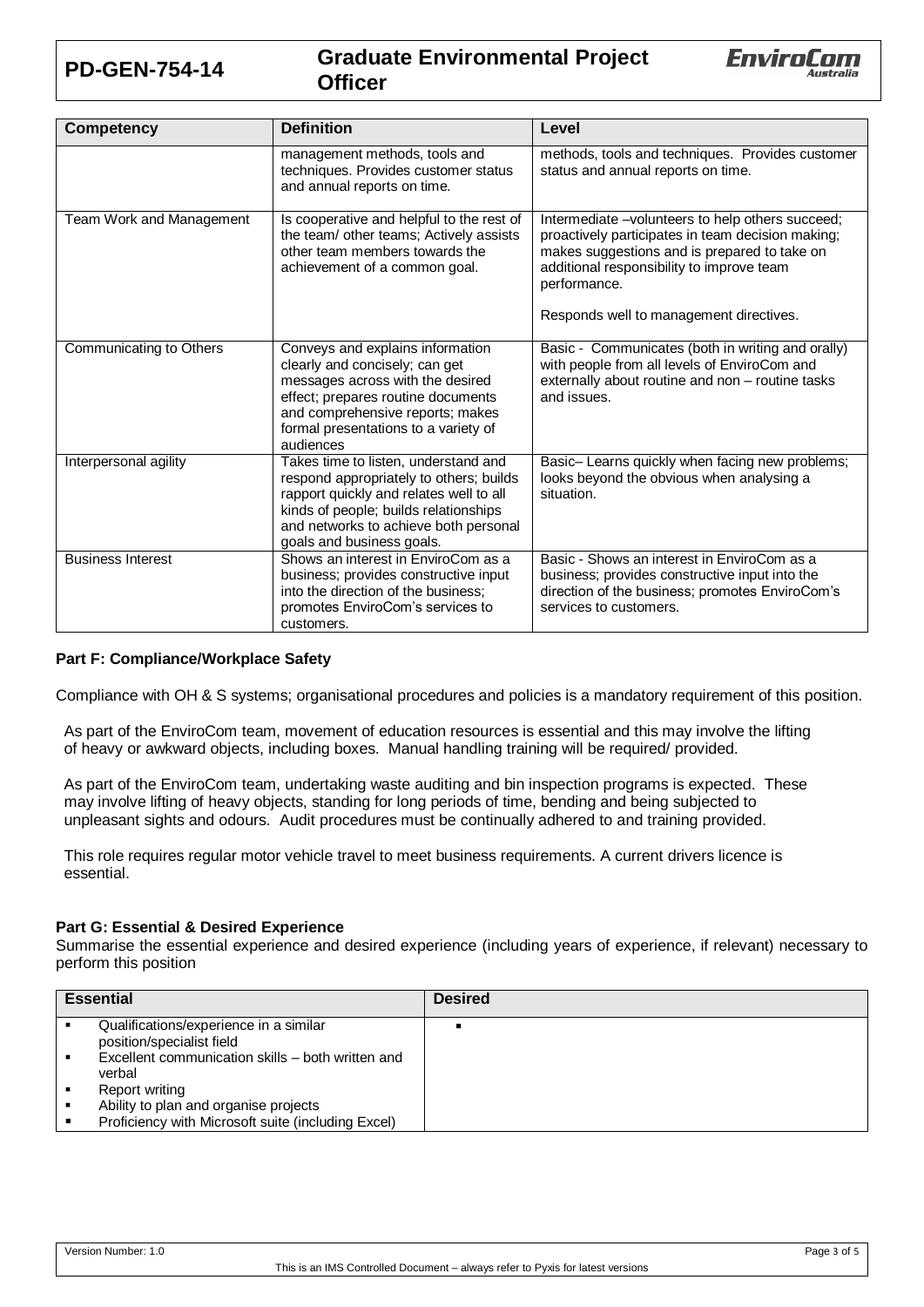| Competency | Definition | Level |
| --- | --- | --- |
| | management methods, tools and techniques. Provides customer status and annual reports on time. | methods, tools and techniques. Provides customer status and annual reports on time. |
| Team Work and Management | Is cooperative and helpful to the rest of the team/ other teams; Actively assists other team members towards the achievement of a common goal. | Intermediate –volunteers to help others succeed; proactively participates in team decision making; makes suggestions and is prepared to take on additional responsibility to improve team performance. Responds well to management directives. |
| Communicating to Others | Conveys and explains information clearly and concisely; can get messages across with the desired effect; prepares routine documents and comprehensive reports; makes formal presentations to a variety of audiences | Basic - Communicates (both in writing and orally) with people from all levels of EnviroCom and externally about routine and non – routine tasks and issues. |
| Interpersonal agility | Takes time to listen, understand and respond appropriately to others; builds rapport quickly and relates well to all kinds of people; builds relationships and networks to achieve both personal goals and business goals. | Basic– Learns quickly when facing new problems; looks beyond the obvious when analysing a situation. |
| Business Interest | Shows an interest in EnviroCom as a business; provides constructive input into the direction of the business; promotes EnviroCom's services to customers. | Basic - Shows an interest in EnviroCom as a business; provides constructive input into the direction of the business; promotes EnviroCom's services to customers. |

**Part F: Compliance/Workplace Safety**

Compliance with OH & S systems; organisational procedures and policies is a mandatory requirement of this position.

As part of the EnviroCom team, movement of education resources is essential and this may involve the lifting of heavy or awkward objects, including boxes. Manual handling training will be required/ provided.

As part of the EnviroCom team, undertaking waste auditing and bin inspection programs is expected. These may involve lifting of heavy objects, standing for long periods of time, bending and being subjected to unpleasant sights and odours. Audit procedures must be continually adhered to and training provided.

This role requires regular motor vehicle travel to meet business requirements. A current drivers licence is essential.

**Part G: Essential & Desired Experience**

Summarise the essential experience and desired experience (including years of experience, if relevant) necessary to perform this position

| Essential | Desired |
| --- | --- |
| ▪ Qualifications/experience in a similar position/specialist field<br>▪ Excellent communication skills – both written and verbal<br>▪ Report writing<br>▪ Ability to plan and organise projects<br>▪ Proficiency with Microsoft suite (including Excel) | ▪ |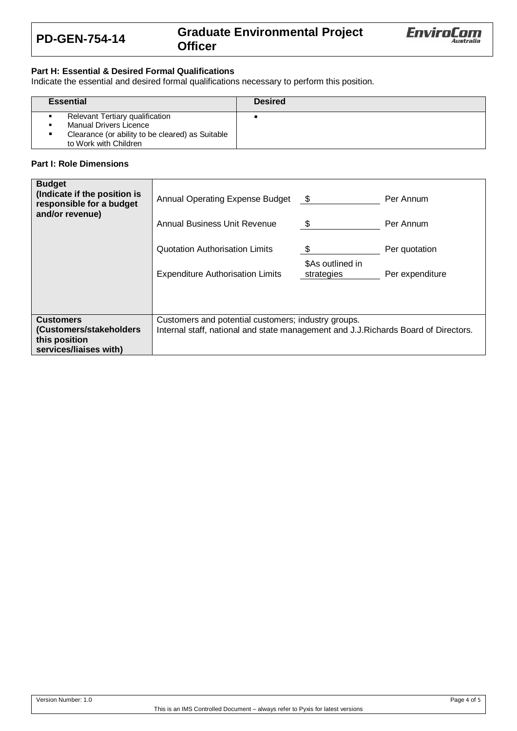**Part H: Essential & Desired Formal Qualifications**

Indicate the essential and desired formal qualifications necessary to perform this position.

| Essential | Desired |
|---|---|
| ▪ Relevant Tertiary qualification<br>▪ Manual Drivers Licence<br>▪ Clearance (or ability to be cleared) as Suitable to Work with Children | ▪ |

**Part I: Role Dimensions**

| | | | |
|---|---|---|---|
| **Budget (Indicate if the position is responsible for a budget and/or revenue)** | Annual Operating Expense Budget | $ | Per Annum |
| | Annual Business Unit Revenue | $ | Per Annum |
| | Quotation Authorisation Limits | $ | Per quotation |
| | Expenditure Authorisation Limits | $As outlined in strategies | Per expenditure |
| **Customers (Customers/stakeholders this position services/liaises with)** | Customers and potential customers; industry groups.<br>Internal staff, national and state management and J.J.Richards Board of Directors. | | |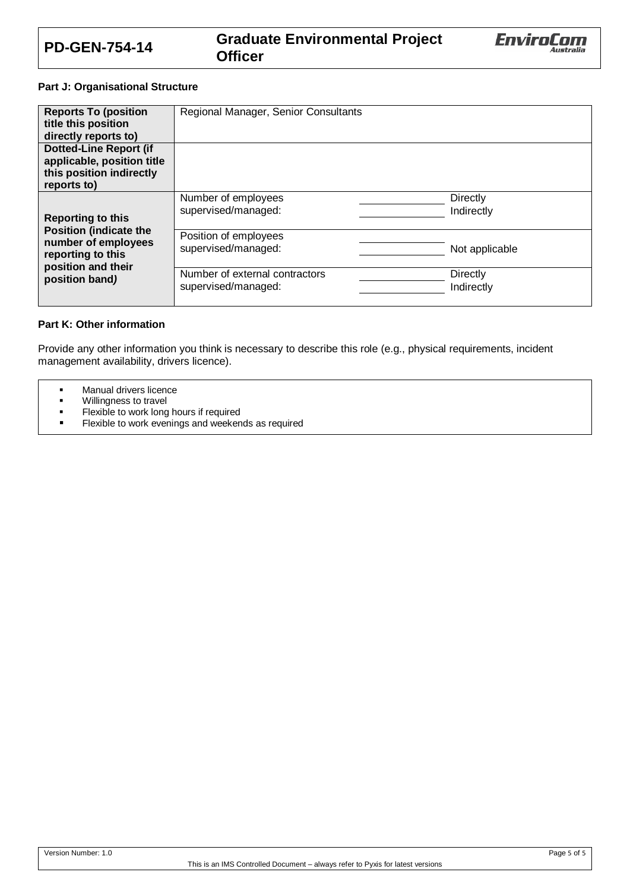**Part J: Organisational Structure**

| | | | |
|---|---|---|---|
| **Reports To (position title this position directly reports to)** | Regional Manager, Senior Consultants | | |
| **Dotted-Line Report (if applicable, position title this position indirectly reports to)** | | | |
| **Reporting to this Position (indicate the number of employees reporting to this position and their position band)** | Number of employees supervised/managed: | | Directly<br>Indirectly |
| | Position of employees supervised/managed: | | Not applicable |
| | Number of external contractors supervised/managed: | | Directly<br>Indirectly |

**Part K: Other information**

Provide any other information you think is necessary to describe this role (e.g., physical requirements, incident management availability, drivers licence).

- Manual drivers licence
- Willingness to travel
- Flexible to work long hours if required
- Flexible to work evenings and weekends as required